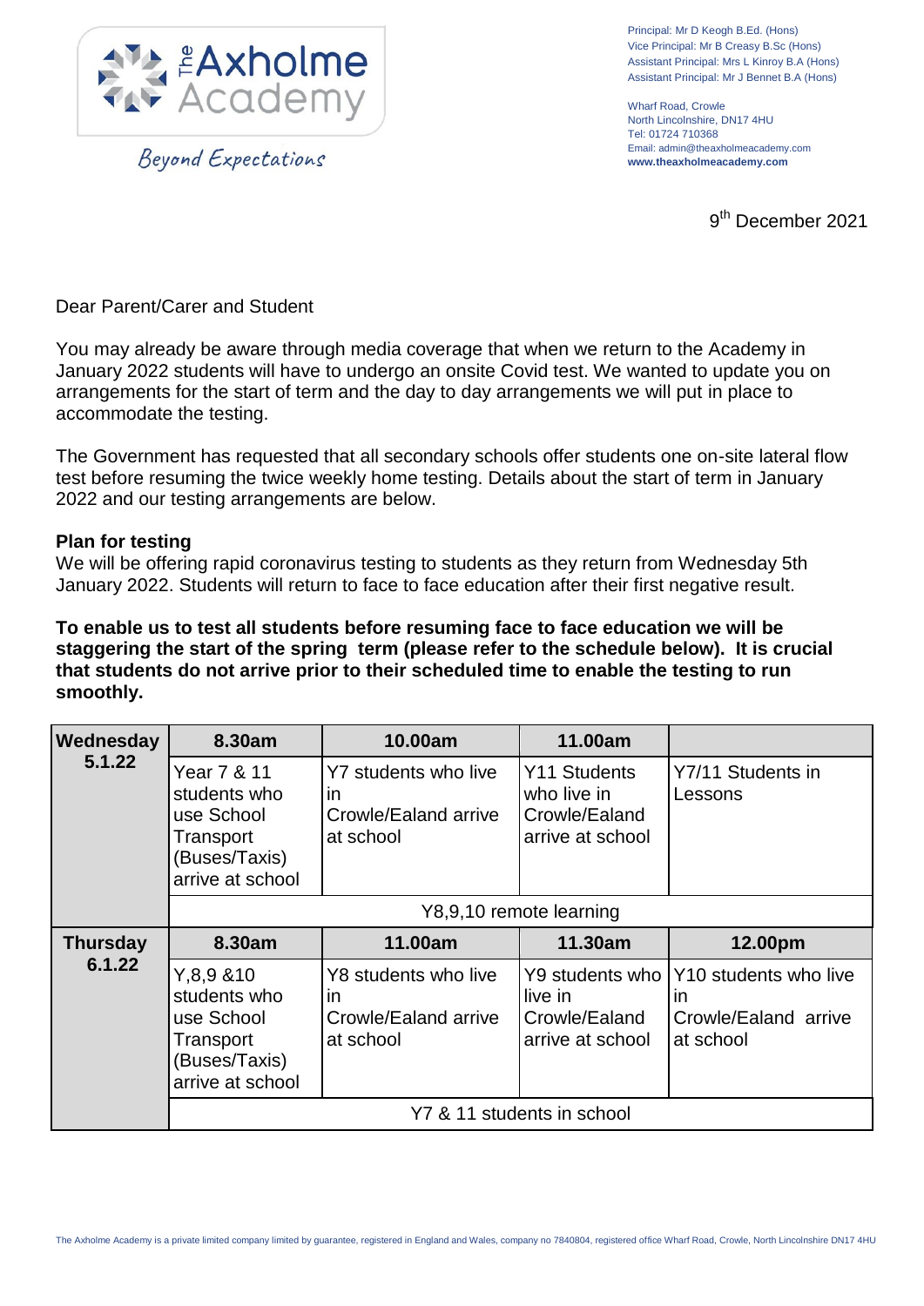The Axholme Academy

*Beyond Expectations*

Principal: Mr D Keogh B.Ed. (Hons)
Vice Principal: Mr B Creasy B.Sc (Hons)
Assistant Principal: Mrs L Kinroy B.A (Hons)
Assistant Principal: Mr J Bennet B.A (Hons)

Wharf Road, Crowle
North Lincolnshire, DN17 4HU
Tel: 01724 710368
Email: admin@theaxholmeacademy.com
**www.theaxholmeacademy.com**

9th December 2021

Dear Parent/Carer and Student

You may already be aware through media coverage that when we return to the Academy in January 2022 students will have to undergo an onsite Covid test. We wanted to update you on arrangements for the start of term and the day to day arrangements we will put in place to accommodate the testing.

The Government has requested that all secondary schools offer students one on-site lateral flow test before resuming the twice weekly home testing. Details about the start of term in January 2022 and our testing arrangements are below.

**Plan for testing**

We will be offering rapid coronavirus testing to students as they return from Wednesday 5th January 2022. Students will return to face to face education after their first negative result.

**To enable us to test all students before resuming face to face education we will be staggering the start of the spring term (please refer to the schedule below). It is crucial that students do not arrive prior to their scheduled time to enable the testing to run smoothly.**

| **Wednesday 5.1.22** | **8.30am** | **10.00am** | **11.00am** | |
|---|---|---|---|---|
| | Year 7 & 11 students who use School Transport (Buses/Taxis) arrive at school | Y7 students who live in Crowle/Ealand arrive at school | Y11 Students who live in Crowle/Ealand arrive at school | Y7/11 Students in Lessons |
| | Y8,9,10 remote learning | | | |
| **Thursday 6.1.22** | **8.30am** | **11.00am** | **11.30am** | **12.00pm** |
| | Y,8,9 &10 students who use School Transport (Buses/Taxis) arrive at school | Y8 students who live in Crowle/Ealand arrive at school | Y9 students who live in Crowle/Ealand arrive at school | Y10 students who live in Crowle/Ealand arrive at school |
| | Y7 & 11 students in school | | | |

The Axholme Academy is a private limited company limited by guarantee, registered in England and Wales, company no 7840804, registered office Wharf Road, Crowle, North Lincolnshire DN17 4HU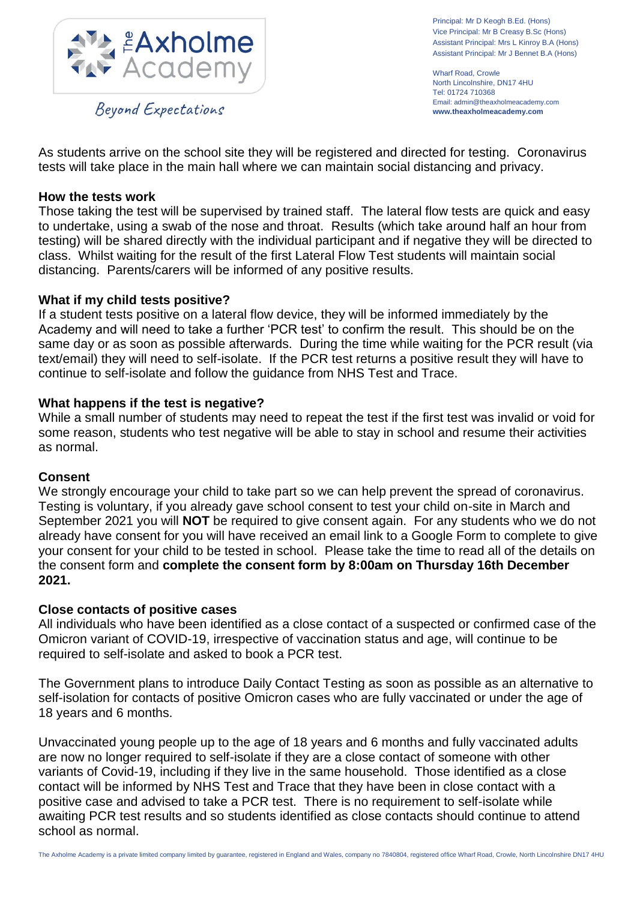As students arrive on the school site they will be registered and directed for testing. Coronavirus tests will take place in the main hall where we can maintain social distancing and privacy.

**How the tests work**

Those taking the test will be supervised by trained staff. The lateral flow tests are quick and easy to undertake, using a swab of the nose and throat. Results (which take around half an hour from testing) will be shared directly with the individual participant and if negative they will be directed to class. Whilst waiting for the result of the first Lateral Flow Test students will maintain social distancing. Parents/carers will be informed of any positive results.

**What if my child tests positive?**

If a student tests positive on a lateral flow device, they will be informed immediately by the Academy and will need to take a further 'PCR test' to confirm the result. This should be on the same day or as soon as possible afterwards. During the time while waiting for the PCR result (via text/email) they will need to self-isolate. If the PCR test returns a positive result they will have to continue to self-isolate and follow the guidance from NHS Test and Trace.

**What happens if the test is negative?**

While a small number of students may need to repeat the test if the first test was invalid or void for some reason, students who test negative will be able to stay in school and resume their activities as normal.

**Consent**

We strongly encourage your child to take part so we can help prevent the spread of coronavirus. Testing is voluntary, if you already gave school consent to test your child on-site in March and September 2021 you will **NOT** be required to give consent again. For any students who we do not already have consent for you will have received an email link to a Google Form to complete to give your consent for your child to be tested in school. Please take the time to read all of the details on the consent form and **complete the consent form by 8:00am on Thursday 16th December 2021.**

**Close contacts of positive cases**

All individuals who have been identified as a close contact of a suspected or confirmed case of the Omicron variant of COVID-19, irrespective of vaccination status and age, will continue to be required to self-isolate and asked to book a PCR test.

The Government plans to introduce Daily Contact Testing as soon as possible as an alternative to self-isolation for contacts of positive Omicron cases who are fully vaccinated or under the age of 18 years and 6 months.

Unvaccinated young people up to the age of 18 years and 6 months and fully vaccinated adults are now no longer required to self-isolate if they are a close contact of someone with other variants of Covid-19, including if they live in the same household. Those identified as a close contact will be informed by NHS Test and Trace that they have been in close contact with a positive case and advised to take a PCR test. There is no requirement to self-isolate while awaiting PCR test results and so students identified as close contacts should continue to attend school as normal.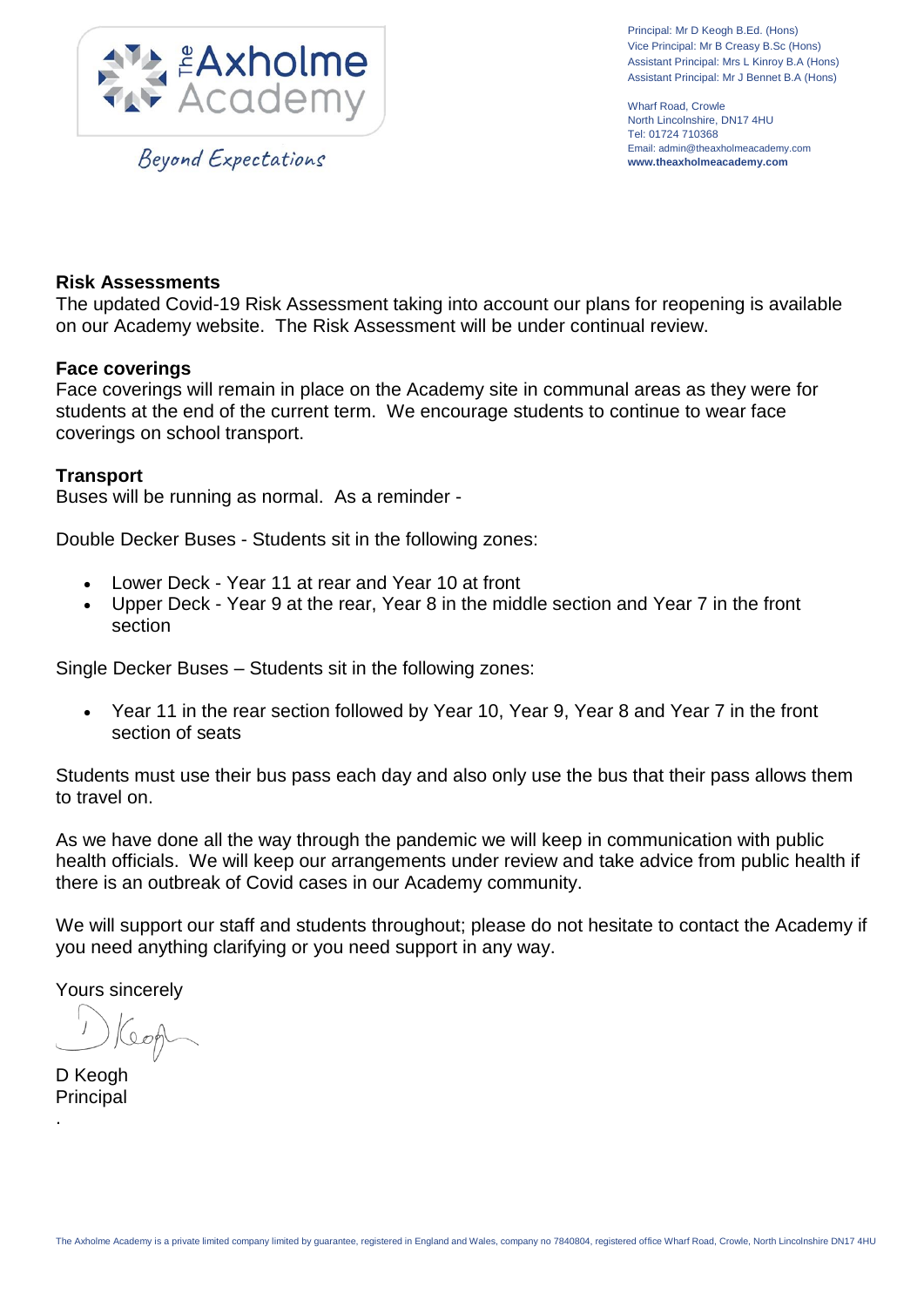**Risk Assessments**
The updated Covid-19 Risk Assessment taking into account our plans for reopening is available on our Academy website. The Risk Assessment will be under continual review.

**Face coverings**
Face coverings will remain in place on the Academy site in communal areas as they were for students at the end of the current term. We encourage students to continue to wear face coverings on school transport.

**Transport**
Buses will be running as normal. As a reminder -

Double Decker Buses - Students sit in the following zones:

- Lower Deck - Year 11 at rear and Year 10 at front
- Upper Deck - Year 9 at the rear, Year 8 in the middle section and Year 7 in the front section

Single Decker Buses – Students sit in the following zones:

- Year 11 in the rear section followed by Year 10, Year 9, Year 8 and Year 7 in the front section of seats

Students must use their bus pass each day and also only use the bus that their pass allows them to travel on.

As we have done all the way through the pandemic we will keep in communication with public health officials. We will keep our arrangements under review and take advice from public health if there is an outbreak of Covid cases in our Academy community.

We will support our staff and students throughout; please do not hesitate to contact the Academy if you need anything clarifying or you need support in any way.

Yours sincerely

D Keogh
Principal

.